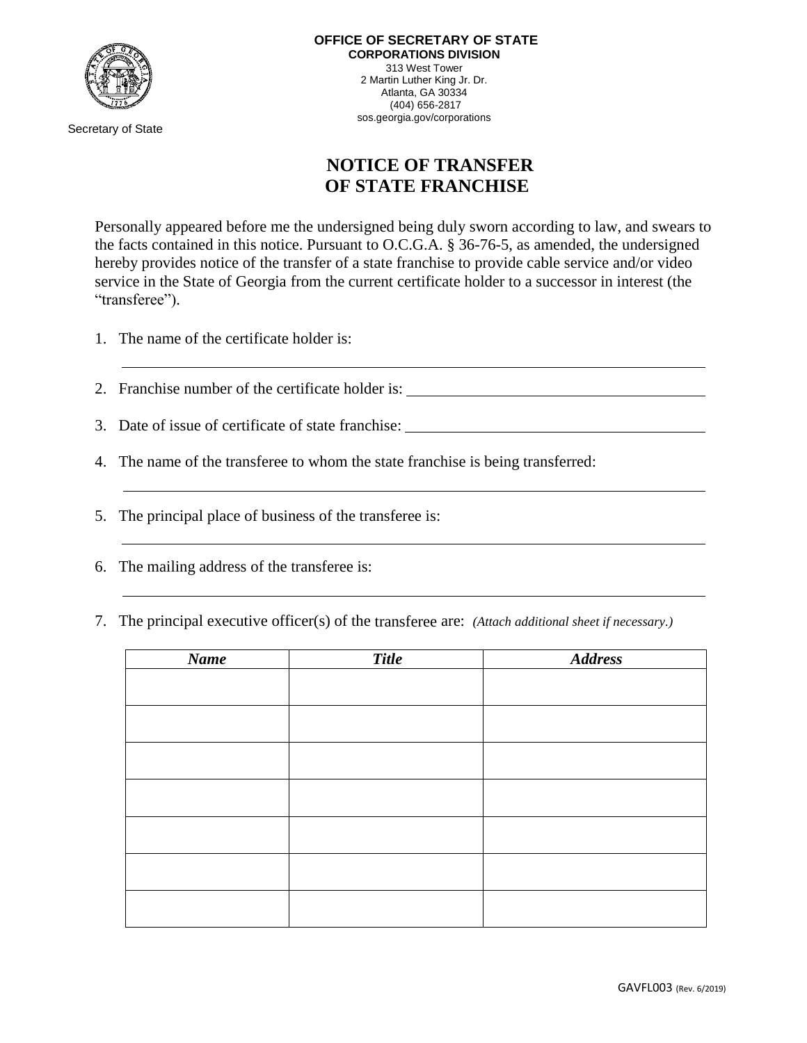Secretary of State

**OFFICE OF SECRETARY OF STATE**
**CORPORATIONS DIVISION**
313 West Tower
2 Martin Luther King Jr. Dr.
Atlanta, GA 30334
(404) 656-2817
sos.georgia.gov/corporations

# NOTICE OF TRANSFER OF STATE FRANCHISE

Personally appeared before me the undersigned being duly sworn according to law, and swears to the facts contained in this notice. Pursuant to O.C.G.A. § 36-76-5, as amended, the undersigned hereby provides notice of the transfer of a state franchise to provide cable service and/or video service in the State of Georgia from the current certificate holder to a successor in interest (the "transferee").

1. The name of the certificate holder is:

   ______________________________________________________________

2. Franchise number of the certificate holder is: ______________________________

3. Date of issue of certificate of state franchise: ______________________________

4. The name of the transferee to whom the state franchise is being transferred:

   ______________________________________________________________

5. The principal place of business of the transferee is:

   ______________________________________________________________

6. The mailing address of the transferee is:

   ______________________________________________________________

7. The principal executive officer(s) of the transferee are: *(Attach additional sheet if necessary.)*

| ***Name*** | ***Title*** | ***Address*** |
|---|---|---|
| | | |
| | | |
| | | |
| | | |
| | | |
| | | |
| | | |

GAVFL003 (Rev. 6/2019)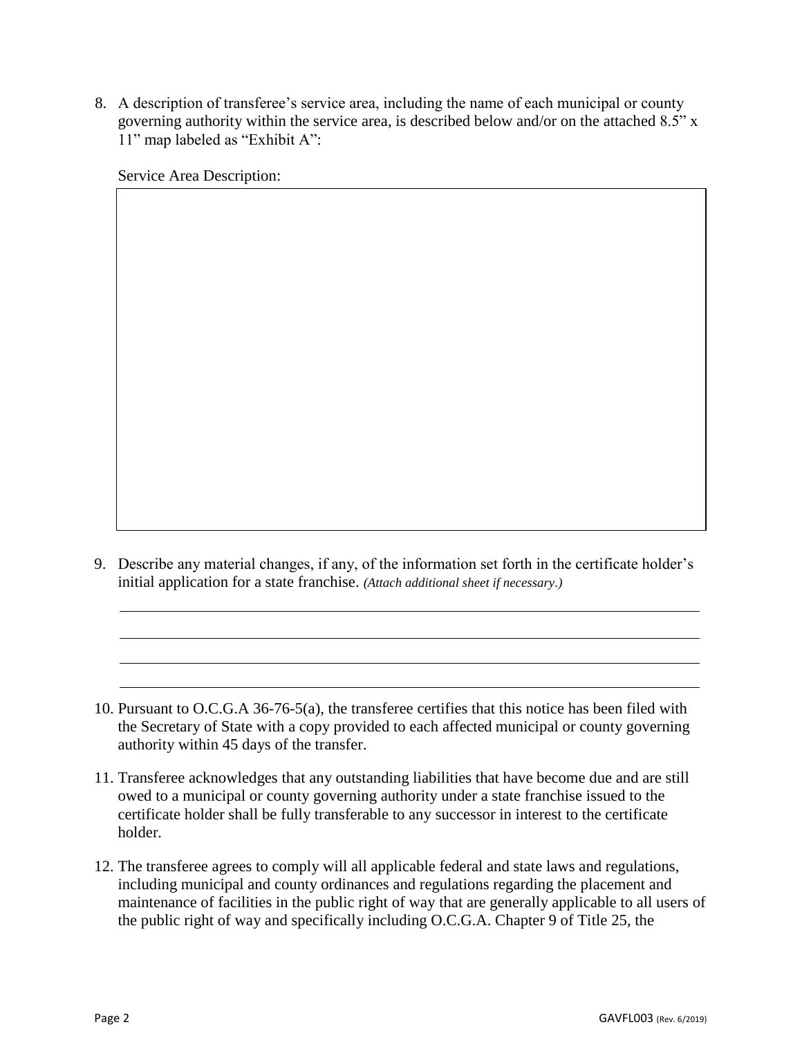8. A description of transferee's service area, including the name of each municipal or county governing authority within the service area, is described below and/or on the attached 8.5" x 11" map labeled as "Exhibit A":

   Service Area Description:

   | |
   |---|
   | |

9. Describe any material changes, if any, of the information set forth in the certificate holder's initial application for a state franchise. *(Attach additional sheet if necessary.)*

   \_\_\_\_\_\_\_\_\_\_\_\_\_\_\_\_\_\_\_\_\_\_\_\_\_\_\_\_\_\_\_\_\_\_\_\_\_\_\_\_\_\_\_\_\_\_\_\_\_\_\_\_\_\_\_\_\_\_\_\_

   \_\_\_\_\_\_\_\_\_\_\_\_\_\_\_\_\_\_\_\_\_\_\_\_\_\_\_\_\_\_\_\_\_\_\_\_\_\_\_\_\_\_\_\_\_\_\_\_\_\_\_\_\_\_\_\_\_\_\_\_

   \_\_\_\_\_\_\_\_\_\_\_\_\_\_\_\_\_\_\_\_\_\_\_\_\_\_\_\_\_\_\_\_\_\_\_\_\_\_\_\_\_\_\_\_\_\_\_\_\_\_\_\_\_\_\_\_\_\_\_\_

   \_\_\_\_\_\_\_\_\_\_\_\_\_\_\_\_\_\_\_\_\_\_\_\_\_\_\_\_\_\_\_\_\_\_\_\_\_\_\_\_\_\_\_\_\_\_\_\_\_\_\_\_\_\_\_\_\_\_\_\_

10. Pursuant to O.C.G.A 36-76-5(a), the transferee certifies that this notice has been filed with the Secretary of State with a copy provided to each affected municipal or county governing authority within 45 days of the transfer.

11. Transferee acknowledges that any outstanding liabilities that have become due and are still owed to a municipal or county governing authority under a state franchise issued to the certificate holder shall be fully transferable to any successor in interest to the certificate holder.

12. The transferee agrees to comply will all applicable federal and state laws and regulations, including municipal and county ordinances and regulations regarding the placement and maintenance of facilities in the public right of way that are generally applicable to all users of the public right of way and specifically including O.C.G.A. Chapter 9 of Title 25, the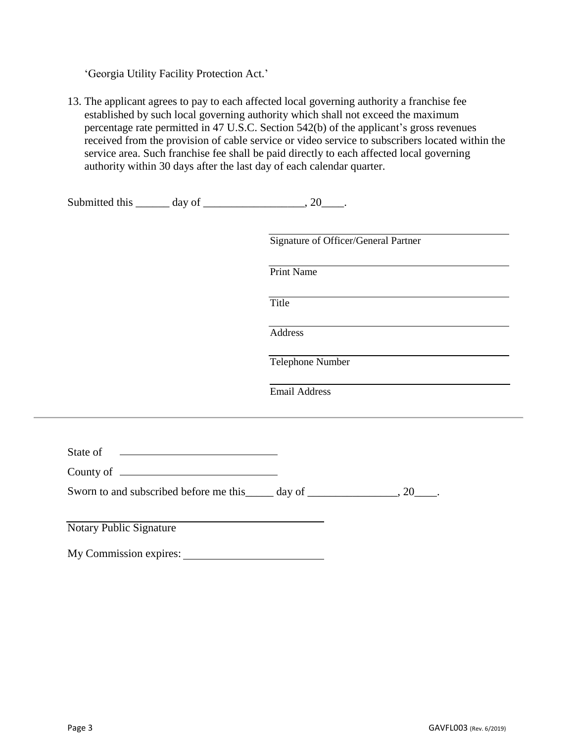'Georgia Utility Facility Protection Act.'

13. The applicant agrees to pay to each affected local governing authority a franchise fee established by such local governing authority which shall not exceed the maximum percentage rate permitted in 47 U.S.C. Section 542(b) of the applicant's gross revenues received from the provision of cable service or video service to subscribers located within the service area. Such franchise fee shall be paid directly to each affected local governing authority within 30 days after the last day of each calendar quarter.

Submitted this ______ day of __________________, 20____.

______________________________
Signature of Officer/General Partner

______________________________
Print Name

______________________________
Title

______________________________
Address

______________________________
Telephone Number

______________________________
Email Address

---

State of ____________________________

County of ____________________________

Sworn to and subscribed before me this_____ day of ________________, 20____.

______________________________
Notary Public Signature

My Commission expires: ________________________

GAVFL003 (Rev. 6/2019)